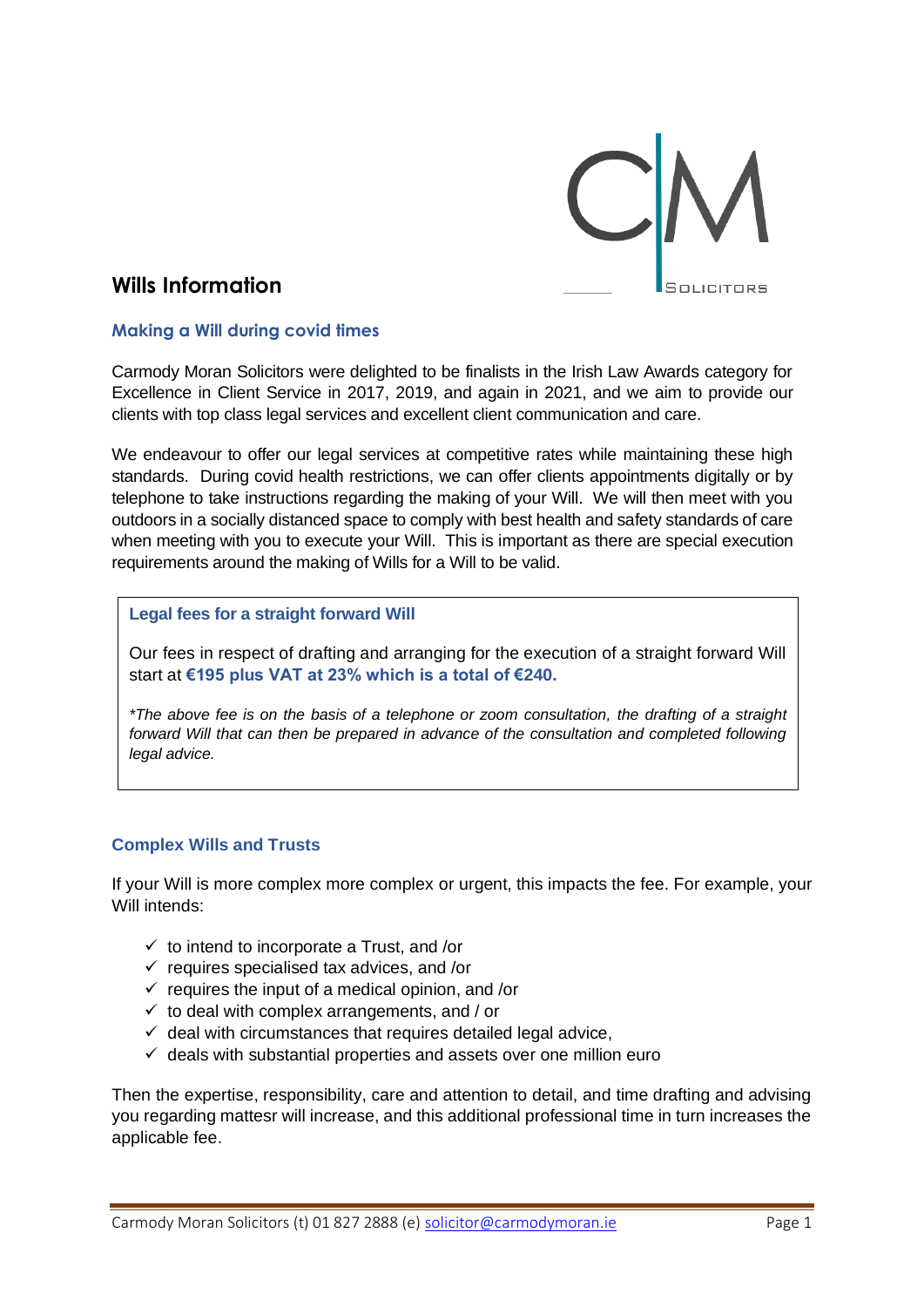# Wills Information

## Making a Will during covid times

Carmody Moran Solicitors were delighted to be finalists in the Irish Law Awards category for Excellence in Client Service in 2017, 2019, and again in 2021, and we aim to provide our clients with top class legal services and excellent client communication and care.

We endeavour to offer our legal services at competitive rates while maintaining these high standards. During covid health restrictions, we can offer clients appointments digitally or by telephone to take instructions regarding the making of your Will. We will then meet with you outdoors in a socially distanced space to comply with best health and safety standards of care when meeting with you to execute your Will. This is important as there are special execution requirements around the making of Wills for a Will to be valid.

### Legal fees for a straight forward Will

Our fees in respect of drafting and arranging for the execution of a straight forward Will start at **€195 plus VAT at 23% which is a total of €240.**

*\*The above fee is on the basis of a telephone or zoom consultation, the drafting of a straight forward Will that can then be prepared in advance of the consultation and completed following legal advice.*

### Complex Wills and Trusts

If your Will is more complex more complex or urgent, this impacts the fee. For example, your Will intends:

- ✓ to intend to incorporate a Trust, and /or
- ✓ requires specialised tax advices, and /or
- ✓ requires the input of a medical opinion, and /or
- ✓ to deal with complex arrangements, and / or
- ✓ deal with circumstances that requires detailed legal advice,
- ✓ deals with substantial properties and assets over one million euro

Then the expertise, responsibility, care and attention to detail, and time drafting and advising you regarding mattesr will increase, and this additional professional time in turn increases the applicable fee.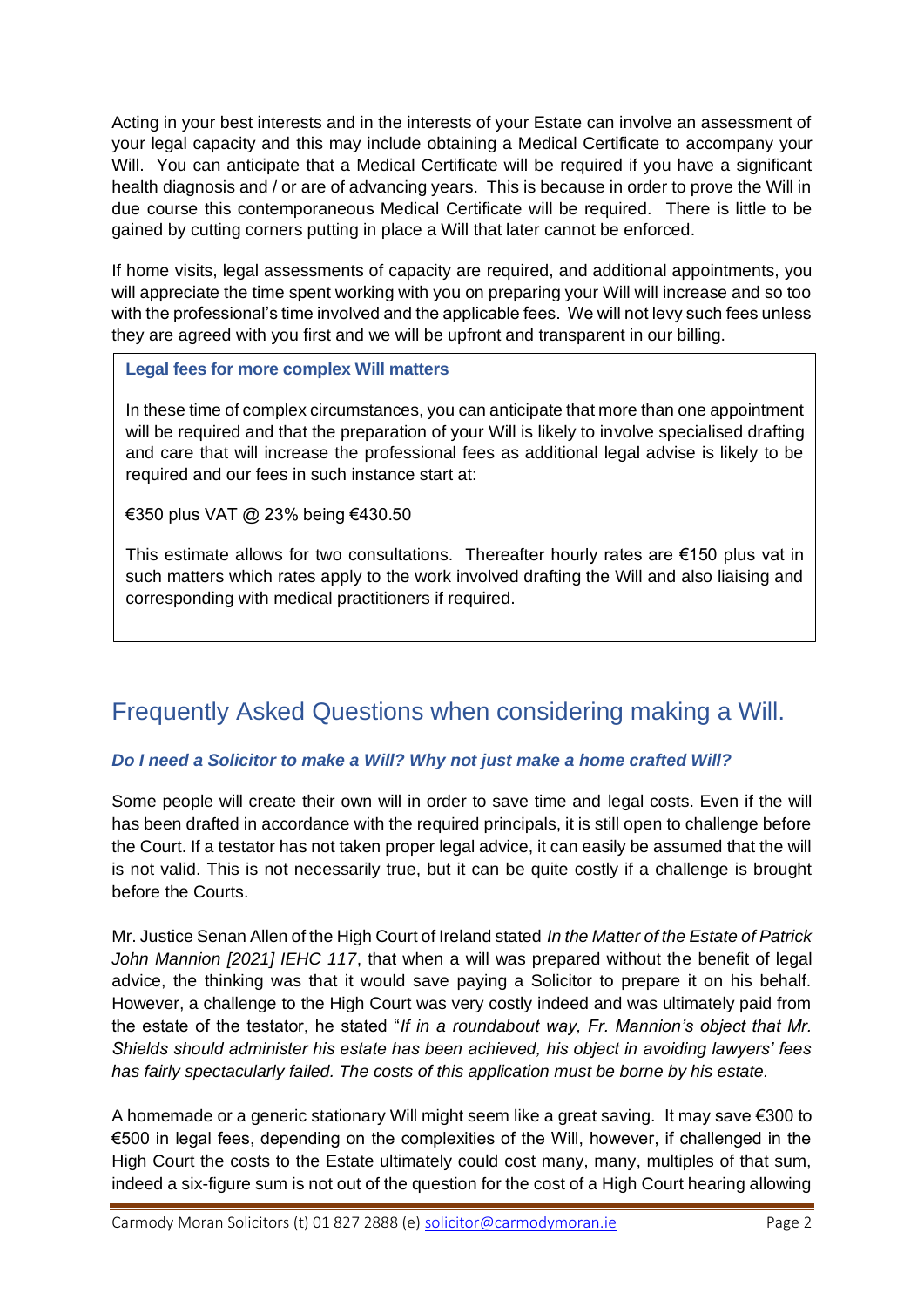Acting in your best interests and in the interests of your Estate can involve an assessment of your legal capacity and this may include obtaining a Medical Certificate to accompany your Will. You can anticipate that a Medical Certificate will be required if you have a significant health diagnosis and / or are of advancing years. This is because in order to prove the Will in due course this contemporaneous Medical Certificate will be required. There is little to be gained by cutting corners putting in place a Will that later cannot be enforced.

If home visits, legal assessments of capacity are required, and additional appointments, you will appreciate the time spent working with you on preparing your Will will increase and so too with the professional's time involved and the applicable fees. We will not levy such fees unless they are agreed with you first and we will be upfront and transparent in our billing.

> **Legal fees for more complex Will matters**
>
> In these time of complex circumstances, you can anticipate that more than one appointment will be required and that the preparation of your Will is likely to involve specialised drafting and care that will increase the professional fees as additional legal advise is likely to be required and our fees in such instance start at:
>
> €350 plus VAT @ 23% being €430.50
>
> This estimate allows for two consultations. Thereafter hourly rates are €150 plus vat in such matters which rates apply to the work involved drafting the Will and also liaising and corresponding with medical practitioners if required.

## Frequently Asked Questions when considering making a Will.

### *Do I need a Solicitor to make a Will? Why not just make a home crafted Will?*

Some people will create their own will in order to save time and legal costs. Even if the will has been drafted in accordance with the required principals, it is still open to challenge before the Court. If a testator has not taken proper legal advice, it can easily be assumed that the will is not valid. This is not necessarily true, but it can be quite costly if a challenge is brought before the Courts.

Mr. Justice Senan Allen of the High Court of Ireland stated *In the Matter of the Estate of Patrick John Mannion [2021] IEHC 117*, that when a will was prepared without the benefit of legal advice, the thinking was that it would save paying a Solicitor to prepare it on his behalf. However, a challenge to the High Court was very costly indeed and was ultimately paid from the estate of the testator, he stated "*If in a roundabout way, Fr. Mannion's object that Mr. Shields should administer his estate has been achieved, his object in avoiding lawyers' fees has fairly spectacularly failed. The costs of this application must be borne by his estate.*

A homemade or a generic stationary Will might seem like a great saving. It may save €300 to €500 in legal fees, depending on the complexities of the Will, however, if challenged in the High Court the costs to the Estate ultimately could cost many, many, multiples of that sum, indeed a six-figure sum is not out of the question for the cost of a High Court hearing allowing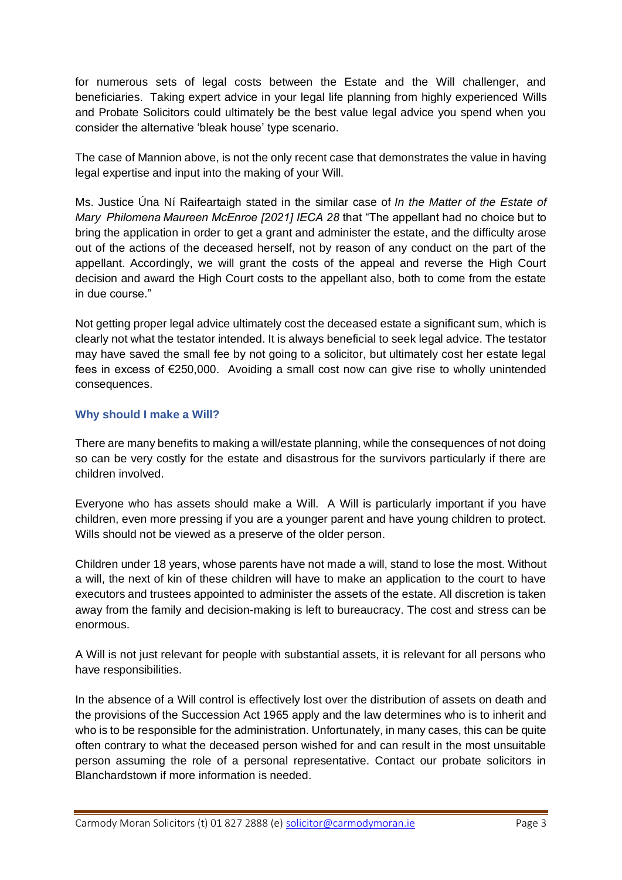for numerous sets of legal costs between the Estate and the Will challenger, and beneficiaries. Taking expert advice in your legal life planning from highly experienced Wills and Probate Solicitors could ultimately be the best value legal advice you spend when you consider the alternative 'bleak house' type scenario.

The case of Mannion above, is not the only recent case that demonstrates the value in having legal expertise and input into the making of your Will.

Ms. Justice Úna Ní Raifeartaigh stated in the similar case of *In the Matter of the Estate of Mary Philomena Maureen McEnroe [2021] IECA 28* that "The appellant had no choice but to bring the application in order to get a grant and administer the estate, and the difficulty arose out of the actions of the deceased herself, not by reason of any conduct on the part of the appellant. Accordingly, we will grant the costs of the appeal and reverse the High Court decision and award the High Court costs to the appellant also, both to come from the estate in due course."

Not getting proper legal advice ultimately cost the deceased estate a significant sum, which is clearly not what the testator intended. It is always beneficial to seek legal advice. The testator may have saved the small fee by not going to a solicitor, but ultimately cost her estate legal fees in excess of €250,000. Avoiding a small cost now can give rise to wholly unintended consequences.

### Why should I make a Will?

There are many benefits to making a will/estate planning, while the consequences of not doing so can be very costly for the estate and disastrous for the survivors particularly if there are children involved.

Everyone who has assets should make a Will. A Will is particularly important if you have children, even more pressing if you are a younger parent and have young children to protect. Wills should not be viewed as a preserve of the older person.

Children under 18 years, whose parents have not made a will, stand to lose the most. Without a will, the next of kin of these children will have to make an application to the court to have executors and trustees appointed to administer the assets of the estate. All discretion is taken away from the family and decision-making is left to bureaucracy. The cost and stress can be enormous.

A Will is not just relevant for people with substantial assets, it is relevant for all persons who have responsibilities.

In the absence of a Will control is effectively lost over the distribution of assets on death and the provisions of the Succession Act 1965 apply and the law determines who is to inherit and who is to be responsible for the administration. Unfortunately, in many cases, this can be quite often contrary to what the deceased person wished for and can result in the most unsuitable person assuming the role of a personal representative. Contact our probate solicitors in Blanchardstown if more information is needed.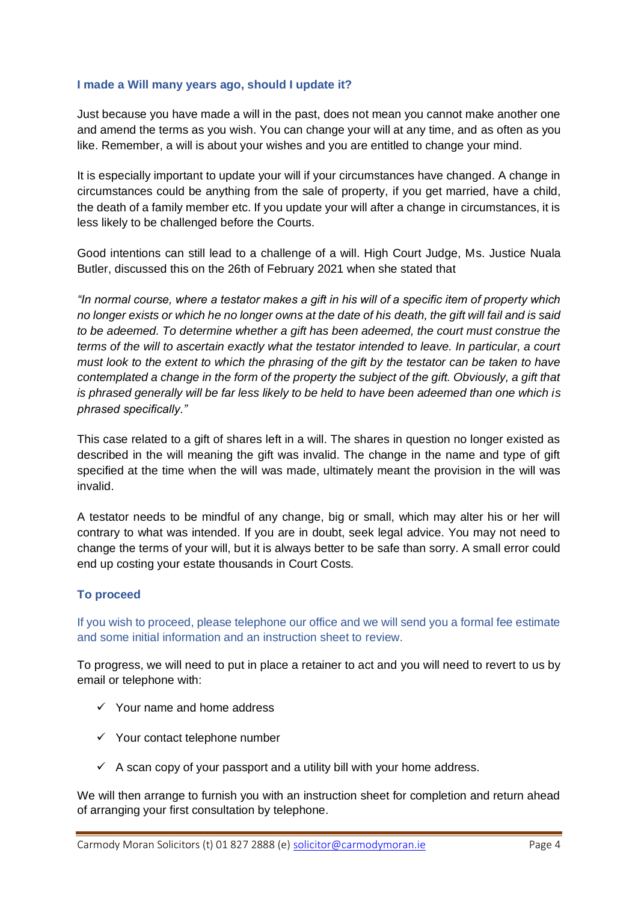### I made a Will many years ago, should I update it?

Just because you have made a will in the past, does not mean you cannot make another one and amend the terms as you wish. You can change your will at any time, and as often as you like. Remember, a will is about your wishes and you are entitled to change your mind.

It is especially important to update your will if your circumstances have changed. A change in circumstances could be anything from the sale of property, if you get married, have a child, the death of a family member etc. If you update your will after a change in circumstances, it is less likely to be challenged before the Courts.

Good intentions can still lead to a challenge of a will. High Court Judge, Ms. Justice Nuala Butler, discussed this on the 26th of February 2021 when she stated that

*"In normal course, where a testator makes a gift in his will of a specific item of property which no longer exists or which he no longer owns at the date of his death, the gift will fail and is said to be adeemed. To determine whether a gift has been adeemed, the court must construe the terms of the will to ascertain exactly what the testator intended to leave. In particular, a court must look to the extent to which the phrasing of the gift by the testator can be taken to have contemplated a change in the form of the property the subject of the gift. Obviously, a gift that is phrased generally will be far less likely to be held to have been adeemed than one which is phrased specifically."*

This case related to a gift of shares left in a will. The shares in question no longer existed as described in the will meaning the gift was invalid. The change in the name and type of gift specified at the time when the will was made, ultimately meant the provision in the will was invalid.

A testator needs to be mindful of any change, big or small, which may alter his or her will contrary to what was intended. If you are in doubt, seek legal advice. You may not need to change the terms of your will, but it is always better to be safe than sorry. A small error could end up costing your estate thousands in Court Costs.

### To proceed

If you wish to proceed, please telephone our office and we will send you a formal fee estimate and some initial information and an instruction sheet to review.

To progress, we will need to put in place a retainer to act and you will need to revert to us by email or telephone with:

- ✓ Your name and home address
- ✓ Your contact telephone number
- ✓ A scan copy of your passport and a utility bill with your home address.

We will then arrange to furnish you with an instruction sheet for completion and return ahead of arranging your first consultation by telephone.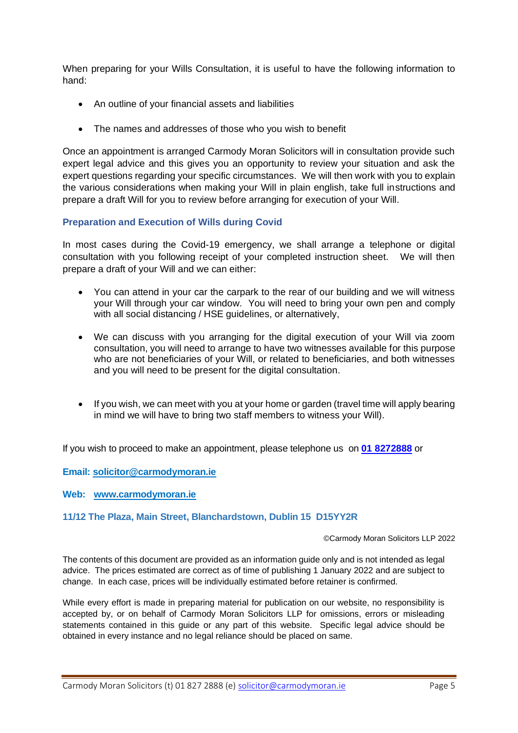When preparing for your Wills Consultation, it is useful to have the following information to hand:

- An outline of your financial assets and liabilities
- The names and addresses of those who you wish to benefit

Once an appointment is arranged Carmody Moran Solicitors will in consultation provide such expert legal advice and this gives you an opportunity to review your situation and ask the expert questions regarding your specific circumstances. We will then work with you to explain the various considerations when making your Will in plain english, take full instructions and prepare a draft Will for you to review before arranging for execution of your Will.

### Preparation and Execution of Wills during Covid

In most cases during the Covid-19 emergency, we shall arrange a telephone or digital consultation with you following receipt of your completed instruction sheet. We will then prepare a draft of your Will and we can either:

- You can attend in your car the carpark to the rear of our building and we will witness your Will through your car window. You will need to bring your own pen and comply with all social distancing / HSE guidelines, or alternatively,
- We can discuss with you arranging for the digital execution of your Will via zoom consultation, you will need to arrange to have two witnesses available for this purpose who are not beneficiaries of your Will, or related to beneficiaries, and both witnesses and you will need to be present for the digital consultation.
- If you wish, we can meet with you at your home or garden (travel time will apply bearing in mind we will have to bring two staff members to witness your Will).

If you wish to proceed to make an appointment, please telephone us on **01 8272888** or

**Email: solicitor@carmodymoran.ie**

**Web: www.carmodymoran.ie**

**11/12 The Plaza, Main Street, Blanchardstown, Dublin 15 D15YY2R**

©Carmody Moran Solicitors LLP 2022

The contents of this document are provided as an information guide only and is not intended as legal advice. The prices estimated are correct as of time of publishing 1 January 2022 and are subject to change. In each case, prices will be individually estimated before retainer is confirmed.

While every effort is made in preparing material for publication on our website, no responsibility is accepted by, or on behalf of Carmody Moran Solicitors LLP for omissions, errors or misleading statements contained in this guide or any part of this website. Specific legal advice should be obtained in every instance and no legal reliance should be placed on same.